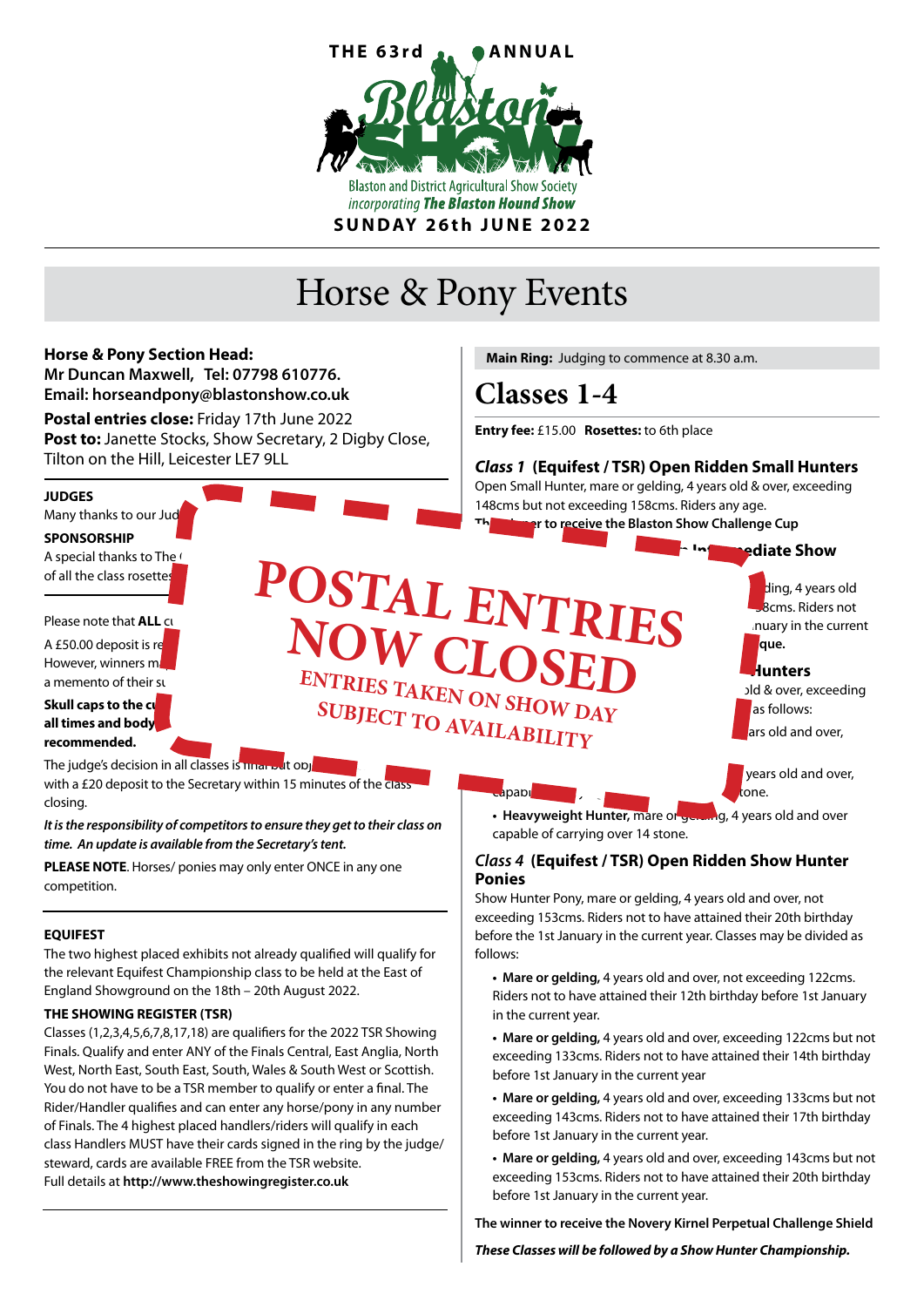THE 63rd ANNUAL

Blaston Show

Blaston and District Agricultural Show Society
*incorporating* ***The Blaston Hound Show***

**SUNDAY 26th JUNE 2022**

# Horse & Pony Events

**Horse & Pony Section Head:**
**Mr Duncan Maxwell, Tel: 07798 610776.**
**Email: horseandpony@blastonshow.co.uk**

**Postal entries close:** Friday 17th June 2022
**Post to:** Janette Stocks, Show Secretary, 2 Digby Close, Tilton on the Hill, Leicester LE7 9LL

**JUDGES**
Many thanks to our Jud

**SPONSORSHIP**
A special thanks to The
of all the class rosettes

Please note that **ALL** c

A £50.00 deposit is re
However, winners m
a memento of their su

**Skull caps to the c**
**all times and body**
**recommended.**

The judge's decision in all classes is final but obj
with a £20 deposit to the Secretary within 15 minutes of the class closing.

***It is the responsibility of competitors to ensure they get to their class on time. An update is available from the Secretary's tent.***

**PLEASE NOTE**. Horses/ ponies may only enter ONCE in any one competition.

**EQUIFEST**

The two highest placed exhibits not already qualified will qualify for the relevant Equifest Championship class to be held at the East of England Showground on the 18th – 20th August 2022.

**THE SHOWING REGISTER (TSR)**

Classes (1,2,3,4,5,6,7,8,17,18) are qualifiers for the 2022 TSR Showing Finals. Qualify and enter ANY of the Finals Central, East Anglia, North West, North East, South East, South, Wales & South West or Scottish. You do not have to be a TSR member to qualify or enter a final. The Rider/Handler qualifies and can enter any horse/pony in any number of Finals. The 4 highest placed handlers/riders will qualify in each class Handlers MUST have their cards signed in the ring by the judge/ steward, cards are available FREE from the TSR website.
Full details at **http://www.theshowingregister.co.uk**

**POSTAL ENTRIES NOW CLOSED**
**ENTRIES TAKEN ON SHOW DAY SUBJECT TO AVAILABILITY**

**Main Ring:** Judging to commence at 8.30 a.m.

## Classes 1-4

**Entry fee:** £15.00 **Rosettes:** to 6th place

***Class 1*** **(Equifest / TSR) Open Ridden Small Hunters**

Open Small Hunter, mare or gelding, 4 years old & over, exceeding 148cms but not exceeding 158cms. Riders any age.
**Th ... er to receive the Blaston Show Challenge Cup**

**... ediate Show**

... ding, 4 years old
... 8cms. Riders not
... nuary in the current
**... que.**

**... Hunters**

... old & over, exceeding
... as follows:

... ars old and over,

... years old and over,
capab ... tone.

- **Heavyweight Hunter,** mare or gelding, 4 years old and over capable of carrying over 14 stone.

***Class 4*** **(Equifest / TSR) Open Ridden Show Hunter Ponies**

Show Hunter Pony, mare or gelding, 4 years old and over, not exceeding 153cms. Riders not to have attained their 20th birthday before the 1st January in the current year. Classes may be divided as follows:

- **Mare or gelding,** 4 years old and over, not exceeding 122cms. Riders not to have attained their 12th birthday before 1st January in the current year.
- **Mare or gelding,** 4 years old and over, exceeding 122cms but not exceeding 133cms. Riders not to have attained their 14th birthday before 1st January in the current year
- **Mare or gelding,** 4 years old and over, exceeding 133cms but not exceeding 143cms. Riders not to have attained their 17th birthday before 1st January in the current year.
- **Mare or gelding,** 4 years old and over, exceeding 143cms but not exceeding 153cms. Riders not to have attained their 20th birthday before 1st January in the current year.

**The winner to receive the Novery Kirnel Perpetual Challenge Shield**

***These Classes will be followed by a Show Hunter Championship.***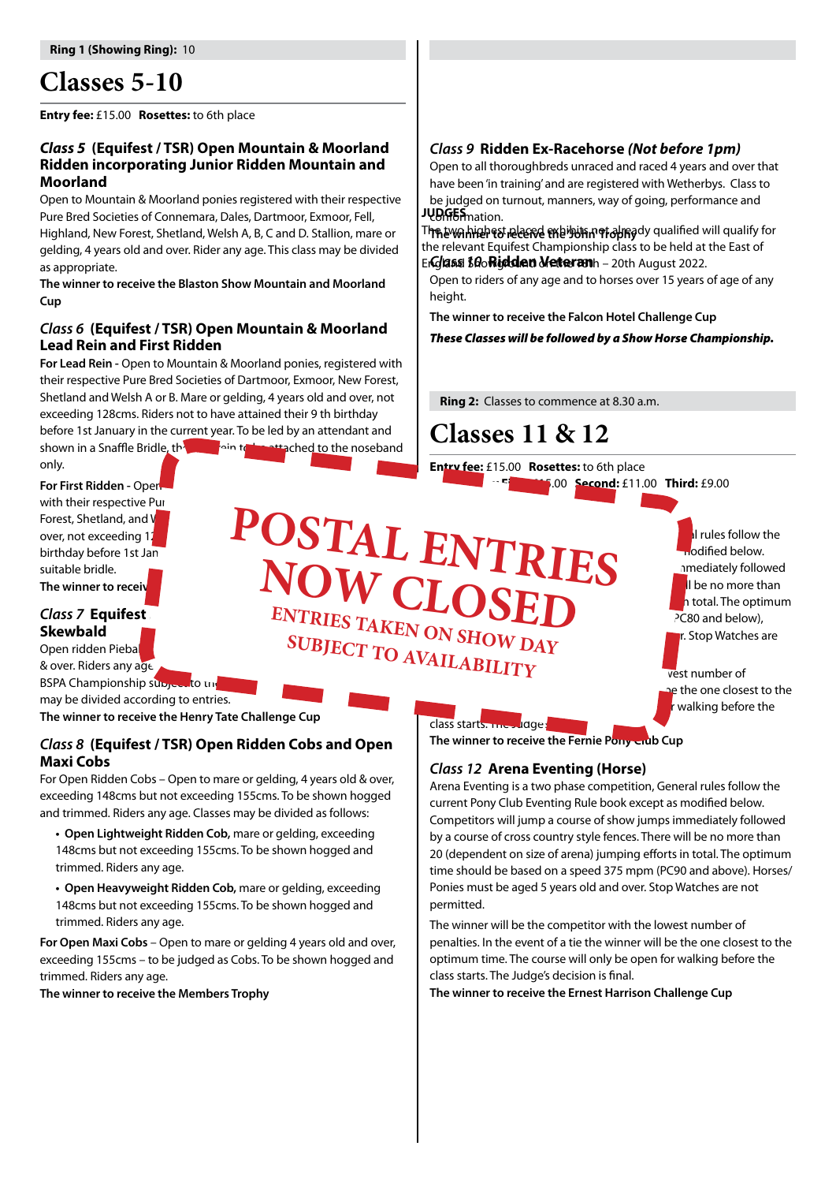Ring 1 (Showing Ring): 10

# Classes 5-10

**Entry fee:** £15.00 **Rosettes:** to 6th place

### *Class 5* (Equifest / TSR) Open Mountain & Moorland Ridden incorporating Junior Ridden Mountain and Moorland

Open to Mountain & Moorland ponies registered with their respective Pure Bred Societies of Connemara, Dales, Dartmoor, Exmoor, Fell, Highland, New Forest, Shetland, Welsh A, B, C and D. Stallion, mare or gelding, 4 years old and over. Rider any age. This class may be divided as appropriate.

**The winner to receive the Blaston Show Mountain and Moorland Cup**

### *Class 6* (Equifest / TSR) Open Mountain & Moorland Lead Rein and First Ridden

**For Lead Rein** - Open to Mountain & Moorland ponies, registered with their respective Pure Bred Societies of Dartmoor, Exmoor, New Forest, Shetland and Welsh A or B. Mare or gelding, 4 years old and over, not exceeding 128cms. Riders not to have attained their 9 th birthday before 1st January in the current year. To be led by an attendant and shown in a Snaffle Bridle, th... rein to be attached to the noseband only.

**For First Ridden** - Open... with their respective Pu... Forest, Shetland, and W... over, not exceeding 12... birthday before 1st Jan... suitable bridle.

**The winner to receiv...**

### *Class 7* Equifest ... Skewbald

Open ridden Piebal... & over. Riders any age... BSPA Championship subject to th... may be divided according to entries.

**The winner to receive the Henry Tate Challenge Cup**

### *Class 8* (Equifest / TSR) Open Ridden Cobs and Open Maxi Cobs

For Open Ridden Cobs – Open to mare or gelding, 4 years old & over, exceeding 148cms but not exceeding 155cms. To be shown hogged and trimmed. Riders any age. Classes may be divided as follows:

- **Open Lightweight Ridden Cob,** mare or gelding, exceeding 148cms but not exceeding 155cms. To be shown hogged and trimmed. Riders any age.
- **Open Heavyweight Ridden Cob,** mare or gelding, exceeding 148cms but not exceeding 155cms. To be shown hogged and trimmed. Riders any age.

**For Open Maxi Cobs** – Open to mare or gelding 4 years old and over, exceeding 155cms – to be judged as Cobs. To be shown hogged and trimmed. Riders any age.

**The winner to receive the Members Trophy**

### *Class 9* Ridden Ex-Racehorse *(Not before 1pm)*

Open to all thoroughbreds unraced and raced 4 years and over that have been 'in training' and are registered with Wetherbys. Class to be judged on turnout, manners, way of going, performance and conformation.

**JUDGES**

The two highest placed exhibits not already qualified will qualify for the relevant Equifest Championship class to be held at the East of England Showground on the ...th – 20th August 2022.

**The winner to receive the John Trophy**

### *Class 10* Ridden Veteran

Open to riders of any age and to horses over 15 years of age of any height.

**The winner to receive the Falcon Hotel Challenge Cup**

***These Classes will be followed by a Show Horse Championship.***

**Ring 2:** Classes to commence at 8.30 a.m.

# Classes 11 & 12

**Entry fee:** £15.00 **Rosettes:** to 6th place
**First:** £...5.00 **Second:** £11.00 **Third:** £9.00

POSTAL ENTRIES NOW CLOSED
ENTRIES TAKEN ON SHOW DAY SUBJECT TO AVAILABILITY

...l rules follow the ...modified below. ...mmediately followed ...ll be no more than ...n total. The optimum ...PC80 and below), ...r. Stop Watches are ... ...vest number of ...e the one closest to the ...r walking before the class starts. The Judge...

**The winner to receive the Fernie Pony Club Cup**

### *Class 12* Arena Eventing (Horse)

Arena Eventing is a two phase competition, General rules follow the current Pony Club Eventing Rule book except as modified below. Competitors will jump a course of show jumps immediately followed by a course of cross country style fences. There will be no more than 20 (dependent on size of arena) jumping efforts in total. The optimum time should be based on a speed 375 mpm (PC90 and above). Horses/ Ponies must be aged 5 years old and over. Stop Watches are not permitted.

The winner will be the competitor with the lowest number of penalties. In the event of a tie the winner will be the one closest to the optimum time. The course will only be open for walking before the class starts. The Judge's decision is final.

**The winner to receive the Ernest Harrison Challenge Cup**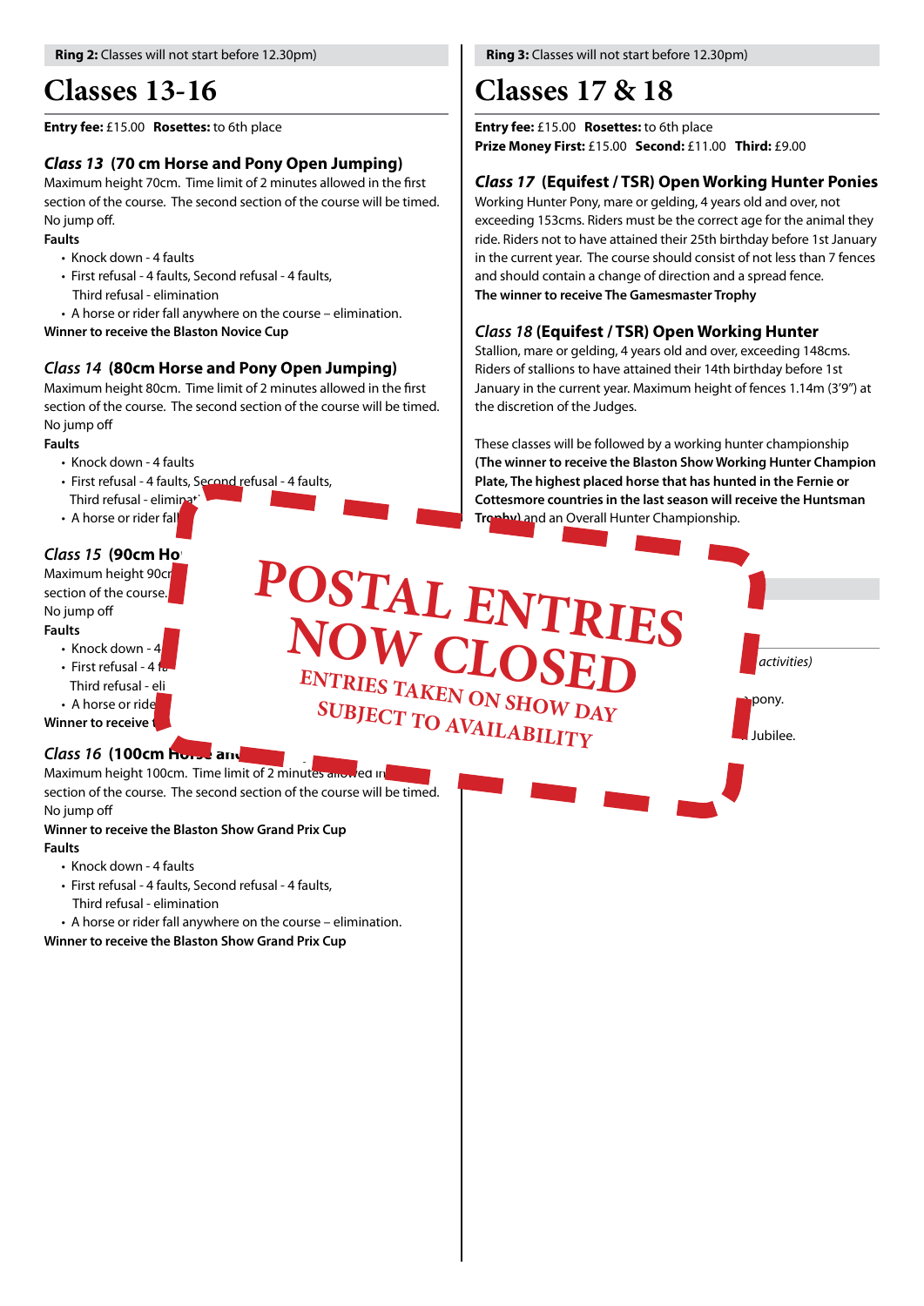**Ring 2:** Classes will not start before 12.30pm)

# Classes 13-16

**Entry fee:** £15.00 **Rosettes:** to 6th place

### *Class 13* (70 cm Horse and Pony Open Jumping)

Maximum height 70cm. Time limit of 2 minutes allowed in the first section of the course. The second section of the course will be timed. No jump off.

**Faults**

- Knock down - 4 faults
- First refusal - 4 faults, Second refusal - 4 faults, Third refusal - elimination
- A horse or rider fall anywhere on the course – elimination.

**Winner to receive the Blaston Novice Cup**

### *Class 14* (80cm Horse and Pony Open Jumping)

Maximum height 80cm. Time limit of 2 minutes allowed in the first section of the course. The second section of the course will be timed. No jump off

**Faults**

- Knock down - 4 faults
- First refusal - 4 faults, Second refusal - 4 faults, Third refusal - eliminat
- A horse or rider fal

### *Class 15* (90cm Ho

Maximum height 90cr section of the course. No jump off

**Faults**

- Knock down - 4
- First refusal - 4 f Third refusal - eli
- A horse or ride

**Winner to receive**

### *Class 16* (100cm Ho... an

Maximum height 100cm. Time limit of 2 minutes allowed in section of the course. The second section of the course will be timed. No jump off

**Winner to receive the Blaston Show Grand Prix Cup**

**Faults**

- Knock down - 4 faults
- First refusal - 4 faults, Second refusal - 4 faults, Third refusal - elimination
- A horse or rider fall anywhere on the course – elimination.

**Winner to receive the Blaston Show Grand Prix Cup**

**Ring 3:** Classes will not start before 12.30pm)

# Classes 17 & 18

**Entry fee:** £15.00 **Rosettes:** to 6th place
**Prize Money First:** £15.00 **Second:** £11.00 **Third:** £9.00

### *Class 17* (Equifest / TSR) Open Working Hunter Ponies

Working Hunter Pony, mare or gelding, 4 years old and over, not exceeding 153cms. Riders must be the correct age for the animal they ride. Riders not to have attained their 25th birthday before 1st January in the current year. The course should consist of not less than 7 fences and should contain a change of direction and a spread fence.

**The winner to receive The Gamesmaster Trophy**

### *Class 18* (Equifest / TSR) Open Working Hunter

Stallion, mare or gelding, 4 years old and over, exceeding 148cms. Riders of stallions to have attained their 14th birthday before 1st January in the current year. Maximum height of fences 1.14m (3'9") at the discretion of the Judges.

These classes will be followed by a working hunter championship **(The winner to receive the Blaston Show Working Hunter Champion Plate, The highest placed horse that has hunted in the Fernie or Cottesmore countries in the last season will receive the Huntsman Trophy)** and an Overall Hunter Championship.

*activities)*

pony.

Jubilee.

**POSTAL ENTRIES NOW CLOSED**

**ENTRIES TAKEN ON SHOW DAY SUBJECT TO AVAILABILITY**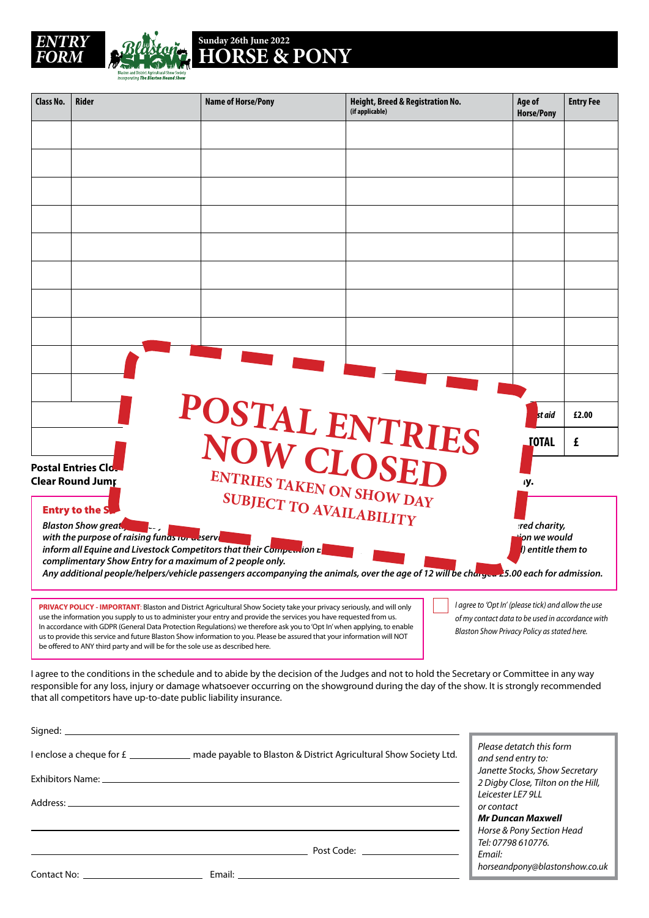# ENTRY FORM

Blaston and District Agricultural Show Society
Incorporating The Blaston Hound Show

## Sunday 26th June 2022
# HORSE & PONY

| Class No. | Rider | Name of Horse/Pony | Height, Breed & Registration No. (if applicable) | Age of Horse/Pony | Entry Fee |
|---|---|---|---|---|---|
| | | | | | |
| | | | | | |
| | | | | | |
| | | | | | |
| | | | | | |
| | | | | | |
| | | | | | |
| | | | | | |
| | | | | | |
| | | | | | |
| | | | | st aid | £2.00 |
| | | | | TOTAL | £ |

**POSTAL ENTRIES NOW CLOSED**

**ENTRIES TAKEN ON SHOW DAY SUBJECT TO AVAILABILITY**

**Postal Entries Clo**
**Clear Round Jump** ... **ly.**

**Entry to the S**

*Blaston Show great ... red charity, with the purpose of raising funds for deserv ... ion we would inform all Equine and Livestock Competitors that their Competition E ... l) entitle them to complimentary Show Entry for a maximum of 2 people only.*

*Any additional people/helpers/vehicle passengers accompanying the animals, over the age of 12 will be charged £5.00 each for admission.*

**PRIVACY POLICY - IMPORTANT**: Blaston and District Agricultural Show Society take your privacy seriously, and will only use the information you supply to us to administer your entry and provide the services you have requested from us. In accordance with GDPR (General Data Protection Regulations) we therefore ask you to 'Opt In' when applying, to enable us to provide this service and future Blaston Show information to you. Please be assured that your information will NOT be offered to ANY third party and will be for the sole use as described here.

☐ *I agree to 'Opt In' (please tick) and allow the use of my contact data to be used in accordance with Blaston Show Privacy Policy as stated here.*

I agree to the conditions in the schedule and to abide by the decision of the Judges and not to hold the Secretary or Committee in any way responsible for any loss, injury or damage whatsoever occurring on the showground during the day of the show. It is strongly recommended that all competitors have up-to-date public liability insurance.

Signed: ______________________

I enclose a cheque for £ __________ made payable to Blaston & District Agricultural Show Society Ltd.

Exhibitors Name: ______________________

Address: ______________________

______________________ Post Code: __________

Contact No: __________ Email: __________

*Please detatch this form and send entry to:*
*Janette Stocks, Show Secretary*
*2 Digby Close, Tilton on the Hill, Leicester LE7 9LL*
*or contact*
***Mr Duncan Maxwell***
*Horse & Pony Section Head*
*Tel: 07798 610776.*
*Email: horseandpony@blastonshow.co.uk*